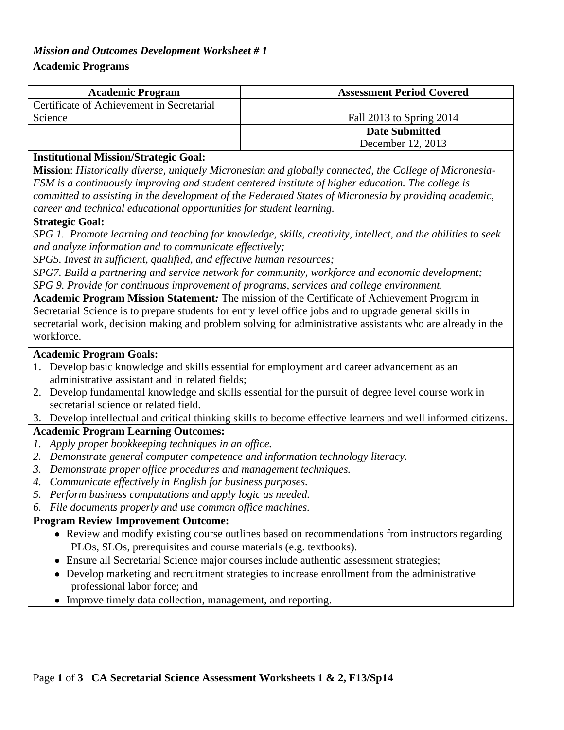***Mission and Outcomes Development Worksheet # 1***

**Academic Programs**

| **Academic Program** | | **Assessment Period Covered** |
|---|---|---|
| Certificate of Achievement in Secretarial Science | | Fall 2013 to Spring 2014 |
| | | **Date Submitted** December 12, 2013 |

**Institutional Mission/Strategic Goal:**

**Mission**: *Historically diverse, uniquely Micronesian and globally connected, the College of Micronesia-FSM is a continuously improving and student centered institute of higher education. The college is committed to assisting in the development of the Federated States of Micronesia by providing academic, career and technical educational opportunities for student learning.*

**Strategic Goal:**

*SPG 1. Promote learning and teaching for knowledge, skills, creativity, intellect, and the abilities to seek and analyze information and to communicate effectively;*
*SPG5. Invest in sufficient, qualified, and effective human resources;*
*SPG7. Build a partnering and service network for community, workforce and economic development;*
*SPG 9. Provide for continuous improvement of programs, services and college environment.*

**Academic Program Mission Statement*:*** The mission of the Certificate of Achievement Program in Secretarial Science is to prepare students for entry level office jobs and to upgrade general skills in secretarial work, decision making and problem solving for administrative assistants who are already in the workforce.

**Academic Program Goals:**

1. Develop basic knowledge and skills essential for employment and career advancement as an administrative assistant and in related fields;
2. Develop fundamental knowledge and skills essential for the pursuit of degree level course work in secretarial science or related field.
3. Develop intellectual and critical thinking skills to become effective learners and well informed citizens.

**Academic Program Learning Outcomes:**

1. *Apply proper bookkeeping techniques in an office.*
2. *Demonstrate general computer competence and information technology literacy.*
3. *Demonstrate proper office procedures and management techniques.*
4. *Communicate effectively in English for business purposes.*
5. *Perform business computations and apply logic as needed.*
6. *File documents properly and use common office machines.*

**Program Review Improvement Outcome:**

- Review and modify existing course outlines based on recommendations from instructors regarding PLOs, SLOs, prerequisites and course materials (e.g. textbooks).
- Ensure all Secretarial Science major courses include authentic assessment strategies;
- Develop marketing and recruitment strategies to increase enrollment from the administrative professional labor force; and
- Improve timely data collection, management, and reporting.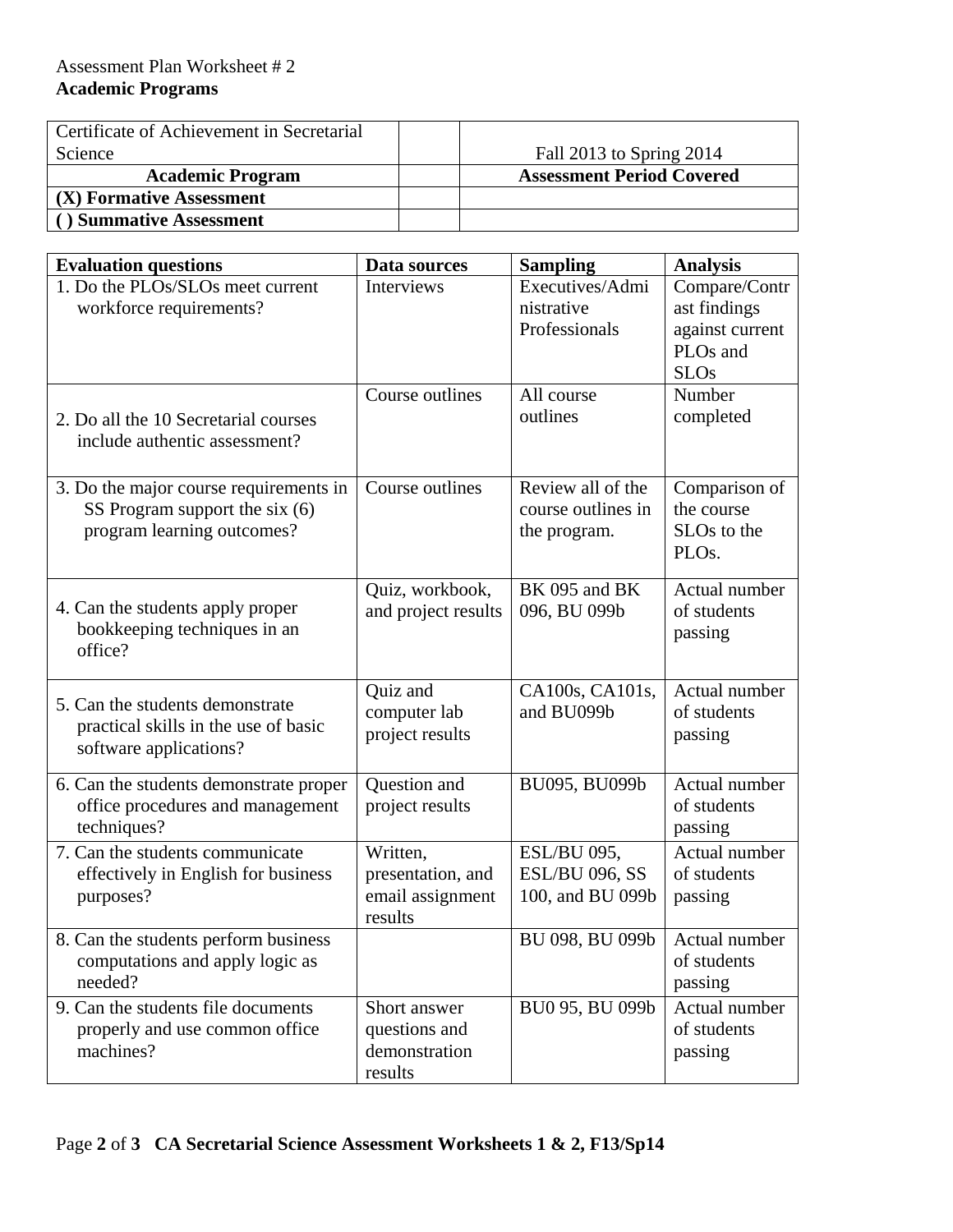Assessment Plan Worksheet # 2

**Academic Programs**

| Certificate of Achievement in Secretarial Science | | Fall 2013 to Spring 2014 |
|---|---|---|
| **Academic Program** | | **Assessment Period Covered** |
| **(X) Formative Assessment** | | |
| **( ) Summative Assessment** | | |

| **Evaluation questions** | **Data sources** | **Sampling** | **Analysis** |
|---|---|---|---|
| 1. Do the PLOs/SLOs meet current workforce requirements? | Interviews | Executives/Administrative Professionals | Compare/Contrast findings against current PLOs and SLOs |
| 2. Do all the 10 Secretarial courses include authentic assessment? | Course outlines | All course outlines | Number completed |
| 3. Do the major course requirements in SS Program support the six (6) program learning outcomes? | Course outlines | Review all of the course outlines in the program. | Comparison of the course SLOs to the PLOs. |
| 4. Can the students apply proper bookkeeping techniques in an office? | Quiz, workbook, and project results | BK 095 and BK 096, BU 099b | Actual number of students passing |
| 5. Can the students demonstrate practical skills in the use of basic software applications? | Quiz and computer lab project results | CA100s, CA101s, and BU099b | Actual number of students passing |
| 6. Can the students demonstrate proper office procedures and management techniques? | Question and project results | BU095, BU099b | Actual number of students passing |
| 7. Can the students communicate effectively in English for business purposes? | Written, presentation, and email assignment results | ESL/BU 095, ESL/BU 096, SS 100, and BU 099b | Actual number of students passing |
| 8. Can the students perform business computations and apply logic as needed? | | BU 098, BU 099b | Actual number of students passing |
| 9. Can the students file documents properly and use common office machines? | Short answer questions and demonstration results | BU0 95, BU 099b | Actual number of students passing |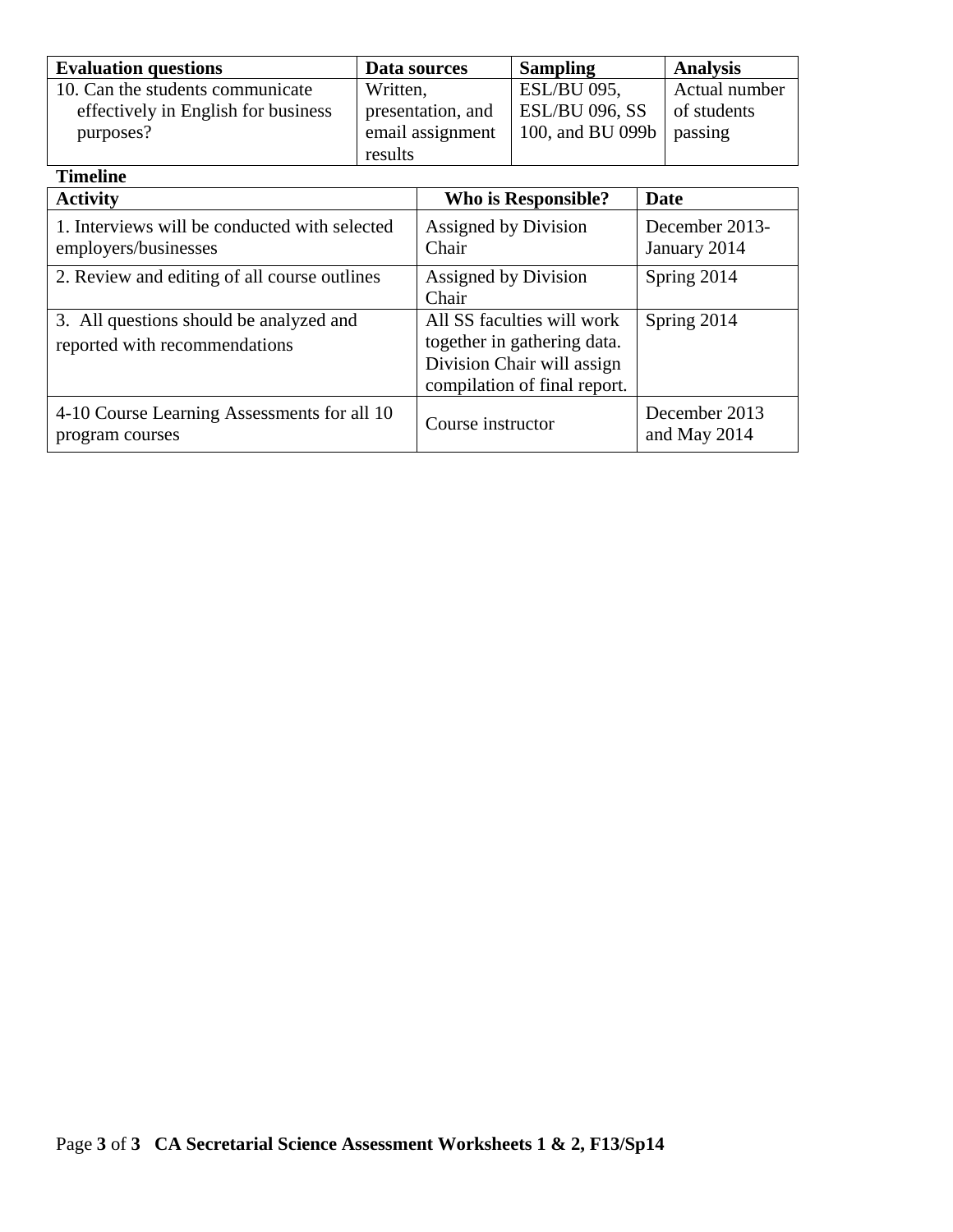| Evaluation questions | Data sources | Sampling | Analysis |
| --- | --- | --- | --- |
| 10. Can the students communicate effectively in English for business purposes? | Written, presentation, and email assignment results | ESL/BU 095, ESL/BU 096, SS 100, and BU 099b | Actual number of students passing |

**Timeline**

| Activity | Who is Responsible? | Date |
| --- | --- | --- |
| 1. Interviews will be conducted with selected employers/businesses | Assigned by Division Chair | December 2013-January 2014 |
| 2. Review and editing of all course outlines | Assigned by Division Chair | Spring 2014 |
| 3. All questions should be analyzed and reported with recommendations | All SS faculties will work together in gathering data. Division Chair will assign compilation of final report. | Spring 2014 |
| 4-10 Course Learning Assessments for all 10 program courses | Course instructor | December 2013 and May 2014 |